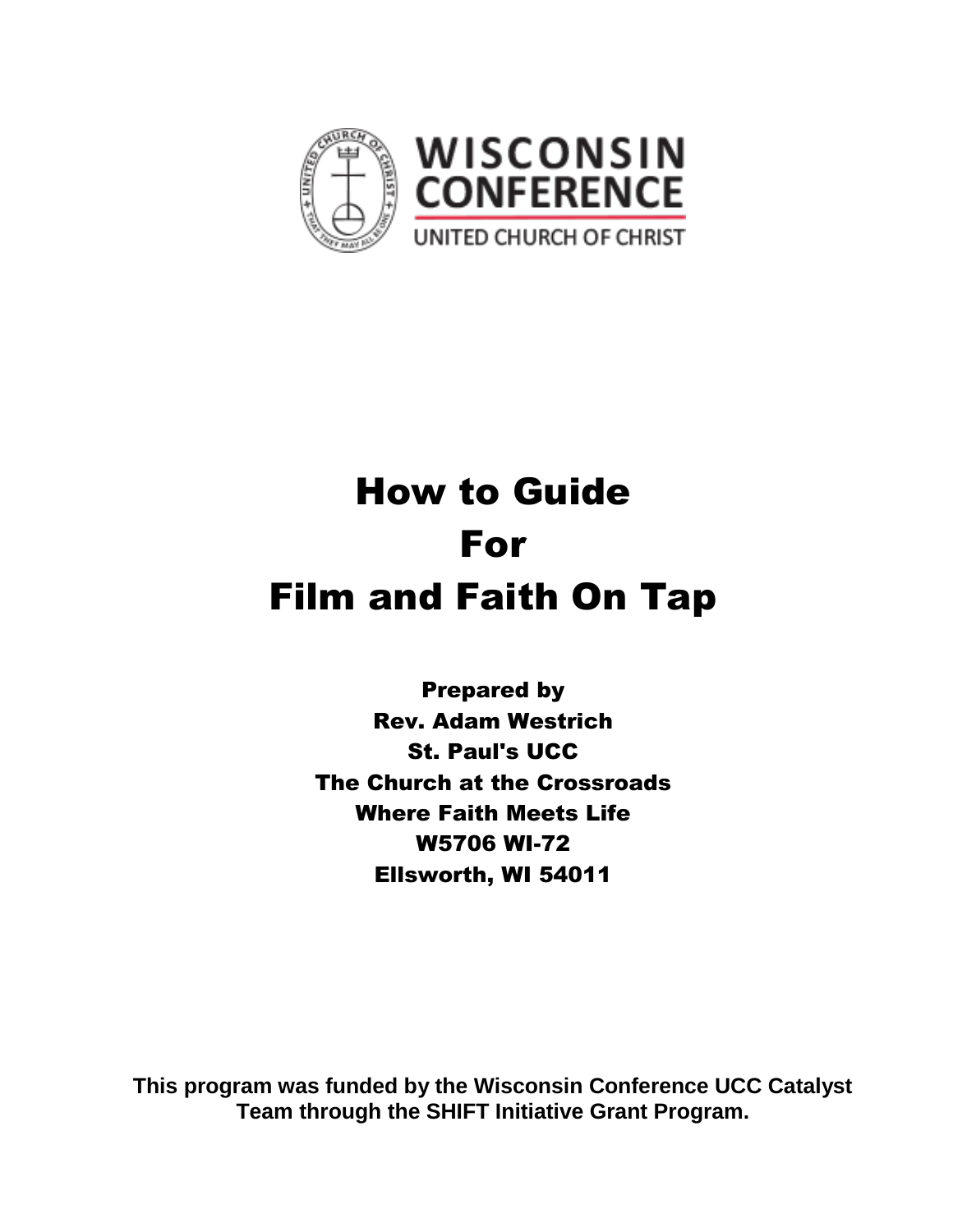WISCONSIN CONFERENCE

UNITED CHURCH OF CHRIST

# How to Guide For Film and Faith On Tap

**Prepared by**
**Rev. Adam Westrich**
**St. Paul's UCC**
**The Church at the Crossroads**
**Where Faith Meets Life**
**W5706 WI-72**
**Ellsworth, WI 54011**

**This program was funded by the Wisconsin Conference UCC Catalyst Team through the SHIFT Initiative Grant Program.**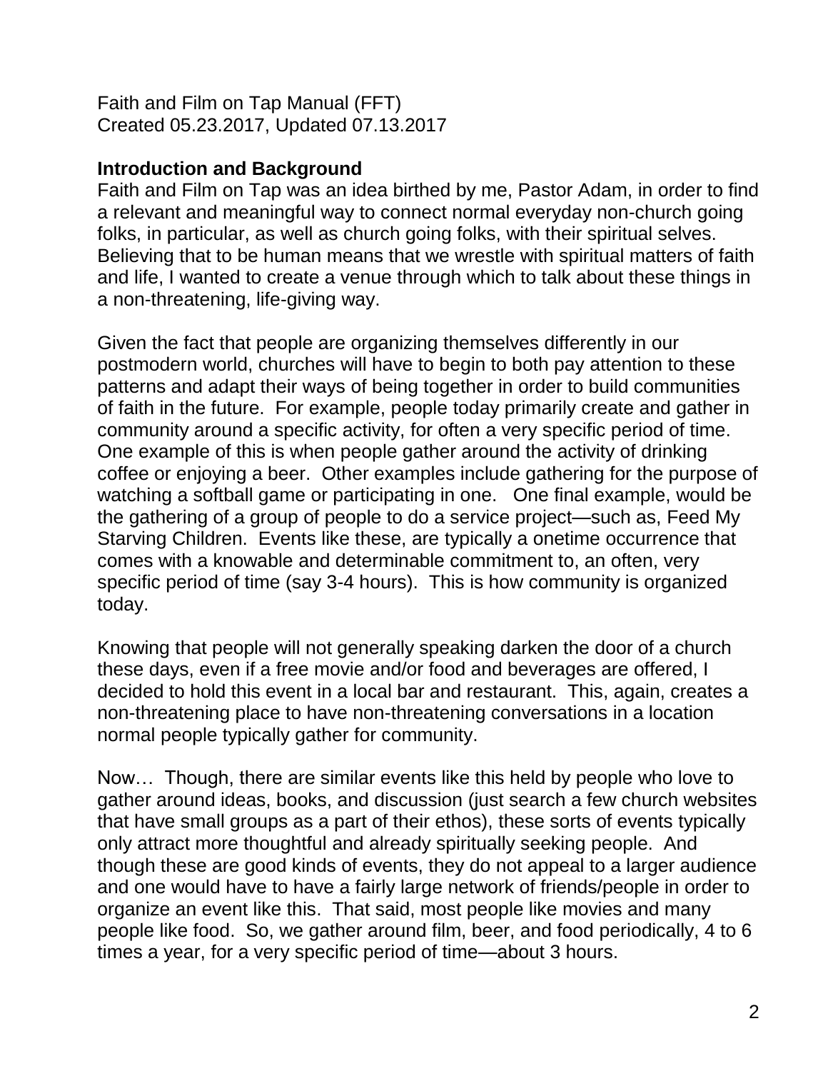Faith and Film on Tap Manual (FFT)
Created 05.23.2017, Updated 07.13.2017

## Introduction and Background

Faith and Film on Tap was an idea birthed by me, Pastor Adam, in order to find a relevant and meaningful way to connect normal everyday non-church going folks, in particular, as well as church going folks, with their spiritual selves. Believing that to be human means that we wrestle with spiritual matters of faith and life, I wanted to create a venue through which to talk about these things in a non-threatening, life-giving way.

Given the fact that people are organizing themselves differently in our postmodern world, churches will have to begin to both pay attention to these patterns and adapt their ways of being together in order to build communities of faith in the future. For example, people today primarily create and gather in community around a specific activity, for often a very specific period of time. One example of this is when people gather around the activity of drinking coffee or enjoying a beer. Other examples include gathering for the purpose of watching a softball game or participating in one. One final example, would be the gathering of a group of people to do a service project—such as, Feed My Starving Children. Events like these, are typically a onetime occurrence that comes with a knowable and determinable commitment to, an often, very specific period of time (say 3-4 hours). This is how community is organized today.

Knowing that people will not generally speaking darken the door of a church these days, even if a free movie and/or food and beverages are offered, I decided to hold this event in a local bar and restaurant. This, again, creates a non-threatening place to have non-threatening conversations in a location normal people typically gather for community.

Now… Though, there are similar events like this held by people who love to gather around ideas, books, and discussion (just search a few church websites that have small groups as a part of their ethos), these sorts of events typically only attract more thoughtful and already spiritually seeking people. And though these are good kinds of events, they do not appeal to a larger audience and one would have to have a fairly large network of friends/people in order to organize an event like this. That said, most people like movies and many people like food. So, we gather around film, beer, and food periodically, 4 to 6 times a year, for a very specific period of time—about 3 hours.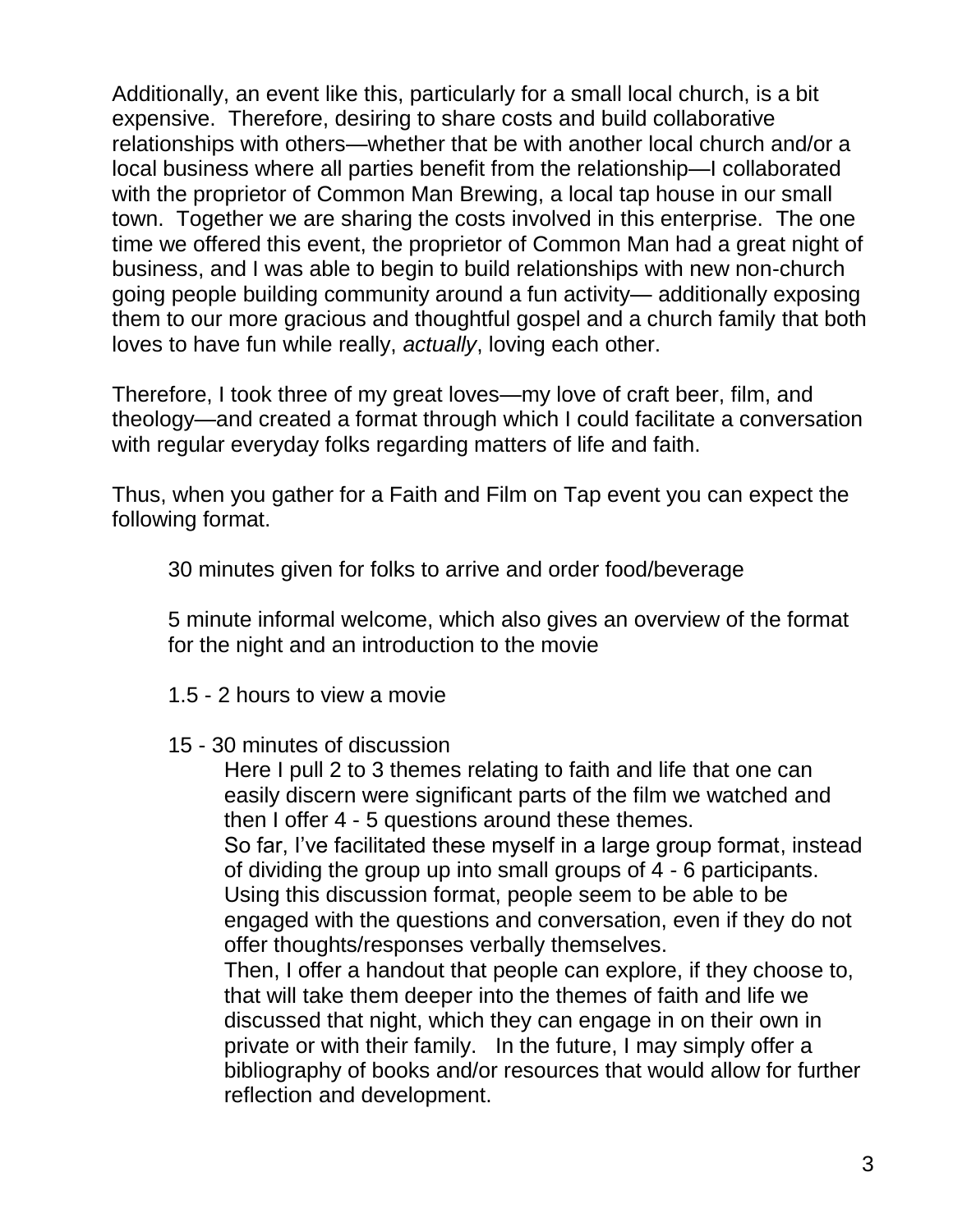Additionally, an event like this, particularly for a small local church, is a bit expensive. Therefore, desiring to share costs and build collaborative relationships with others—whether that be with another local church and/or a local business where all parties benefit from the relationship—I collaborated with the proprietor of Common Man Brewing, a local tap house in our small town. Together we are sharing the costs involved in this enterprise. The one time we offered this event, the proprietor of Common Man had a great night of business, and I was able to begin to build relationships with new non-church going people building community around a fun activity— additionally exposing them to our more gracious and thoughtful gospel and a church family that both loves to have fun while really, *actually*, loving each other.

Therefore, I took three of my great loves—my love of craft beer, film, and theology—and created a format through which I could facilitate a conversation with regular everyday folks regarding matters of life and faith.

Thus, when you gather for a Faith and Film on Tap event you can expect the following format.

> 30 minutes given for folks to arrive and order food/beverage
>
> 5 minute informal welcome, which also gives an overview of the format for the night and an introduction to the movie
>
> 1.5 - 2 hours to view a movie
>
> 15 - 30 minutes of discussion
>
> > Here I pull 2 to 3 themes relating to faith and life that one can easily discern were significant parts of the film we watched and then I offer 4 - 5 questions around these themes.
> > So far, I've facilitated these myself in a large group format, instead of dividing the group up into small groups of 4 - 6 participants. Using this discussion format, people seem to be able to be engaged with the questions and conversation, even if they do not offer thoughts/responses verbally themselves.
> > Then, I offer a handout that people can explore, if they choose to, that will take them deeper into the themes of faith and life we discussed that night, which they can engage in on their own in private or with their family. In the future, I may simply offer a bibliography of books and/or resources that would allow for further reflection and development.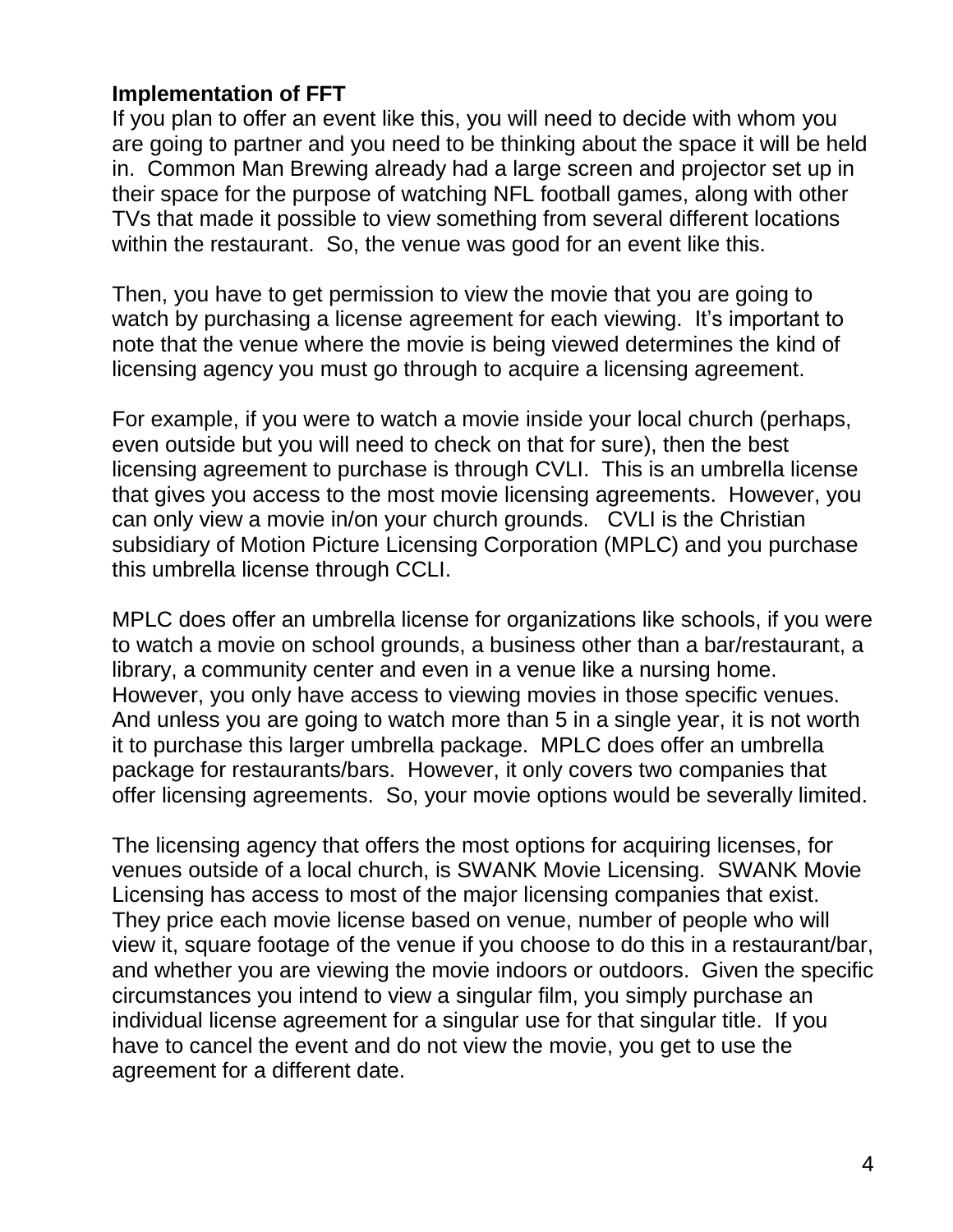**Implementation of FFT**

If you plan to offer an event like this, you will need to decide with whom you are going to partner and you need to be thinking about the space it will be held in. Common Man Brewing already had a large screen and projector set up in their space for the purpose of watching NFL football games, along with other TVs that made it possible to view something from several different locations within the restaurant. So, the venue was good for an event like this.

Then, you have to get permission to view the movie that you are going to watch by purchasing a license agreement for each viewing. It's important to note that the venue where the movie is being viewed determines the kind of licensing agency you must go through to acquire a licensing agreement.

For example, if you were to watch a movie inside your local church (perhaps, even outside but you will need to check on that for sure), then the best licensing agreement to purchase is through CVLI. This is an umbrella license that gives you access to the most movie licensing agreements. However, you can only view a movie in/on your church grounds. CVLI is the Christian subsidiary of Motion Picture Licensing Corporation (MPLC) and you purchase this umbrella license through CCLI.

MPLC does offer an umbrella license for organizations like schools, if you were to watch a movie on school grounds, a business other than a bar/restaurant, a library, a community center and even in a venue like a nursing home. However, you only have access to viewing movies in those specific venues. And unless you are going to watch more than 5 in a single year, it is not worth it to purchase this larger umbrella package. MPLC does offer an umbrella package for restaurants/bars. However, it only covers two companies that offer licensing agreements. So, your movie options would be severally limited.

The licensing agency that offers the most options for acquiring licenses, for venues outside of a local church, is SWANK Movie Licensing. SWANK Movie Licensing has access to most of the major licensing companies that exist. They price each movie license based on venue, number of people who will view it, square footage of the venue if you choose to do this in a restaurant/bar, and whether you are viewing the movie indoors or outdoors. Given the specific circumstances you intend to view a singular film, you simply purchase an individual license agreement for a singular use for that singular title. If you have to cancel the event and do not view the movie, you get to use the agreement for a different date.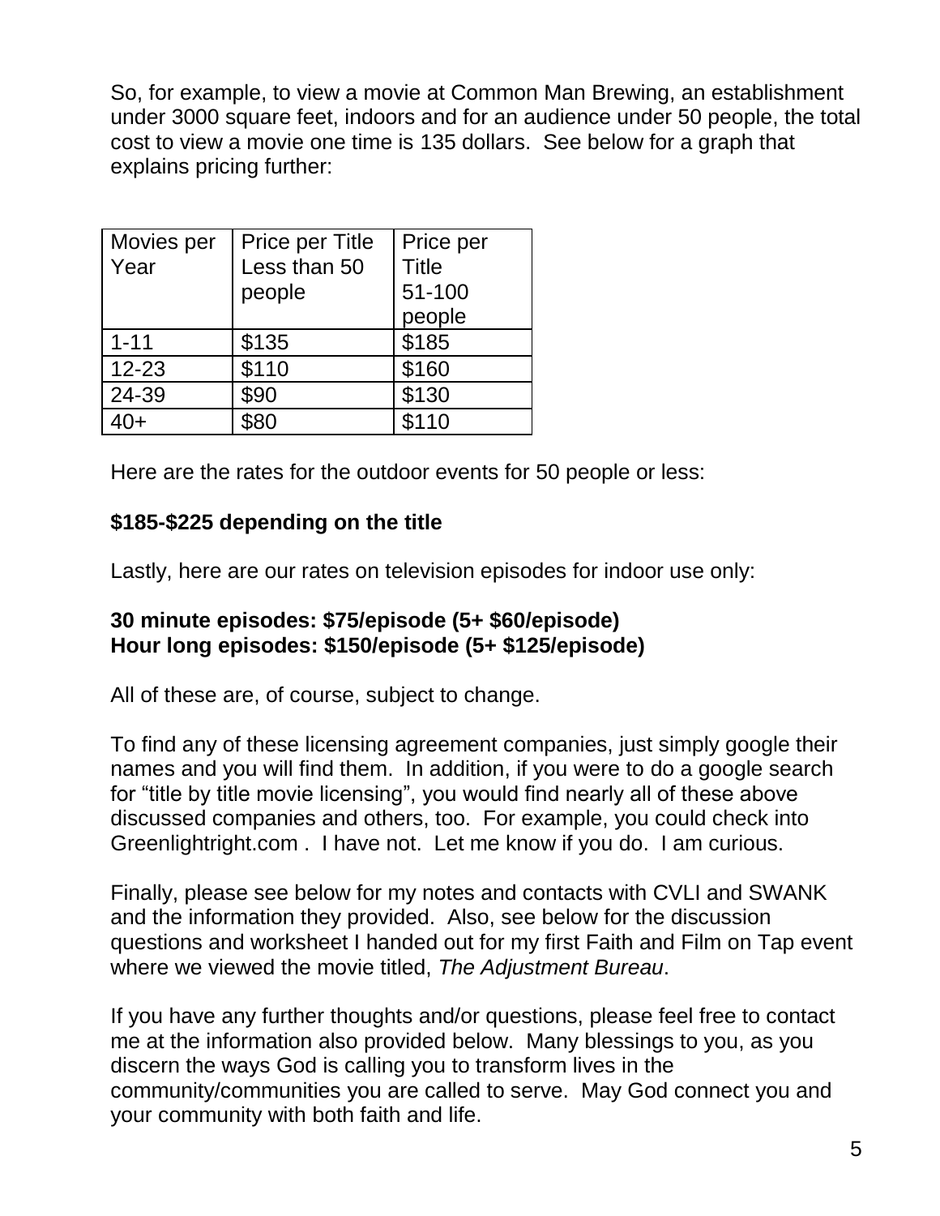So, for example, to view a movie at Common Man Brewing, an establishment under 3000 square feet, indoors and for an audience under 50 people, the total cost to view a movie one time is 135 dollars. See below for a graph that explains pricing further:

| Movies per Year | Price per Title Less than 50 people | Price per Title 51-100 people |
|---|---|---|
| 1-11 | $135 | $185 |
| 12-23 | $110 | $160 |
| 24-39 | $90 | $130 |
| 40+ | $80 | $110 |

Here are the rates for the outdoor events for 50 people or less:

**$185-$225 depending on the title**

Lastly, here are our rates on television episodes for indoor use only:

**30 minute episodes: $75/episode (5+ $60/episode)**
**Hour long episodes: $150/episode (5+ $125/episode)**

All of these are, of course, subject to change.

To find any of these licensing agreement companies, just simply google their names and you will find them. In addition, if you were to do a google search for "title by title movie licensing", you would find nearly all of these above discussed companies and others, too. For example, you could check into Greenlightright.com . I have not. Let me know if you do. I am curious.

Finally, please see below for my notes and contacts with CVLI and SWANK and the information they provided. Also, see below for the discussion questions and worksheet I handed out for my first Faith and Film on Tap event where we viewed the movie titled, *The Adjustment Bureau*.

If you have any further thoughts and/or questions, please feel free to contact me at the information also provided below. Many blessings to you, as you discern the ways God is calling you to transform lives in the community/communities you are called to serve. May God connect you and your community with both faith and life.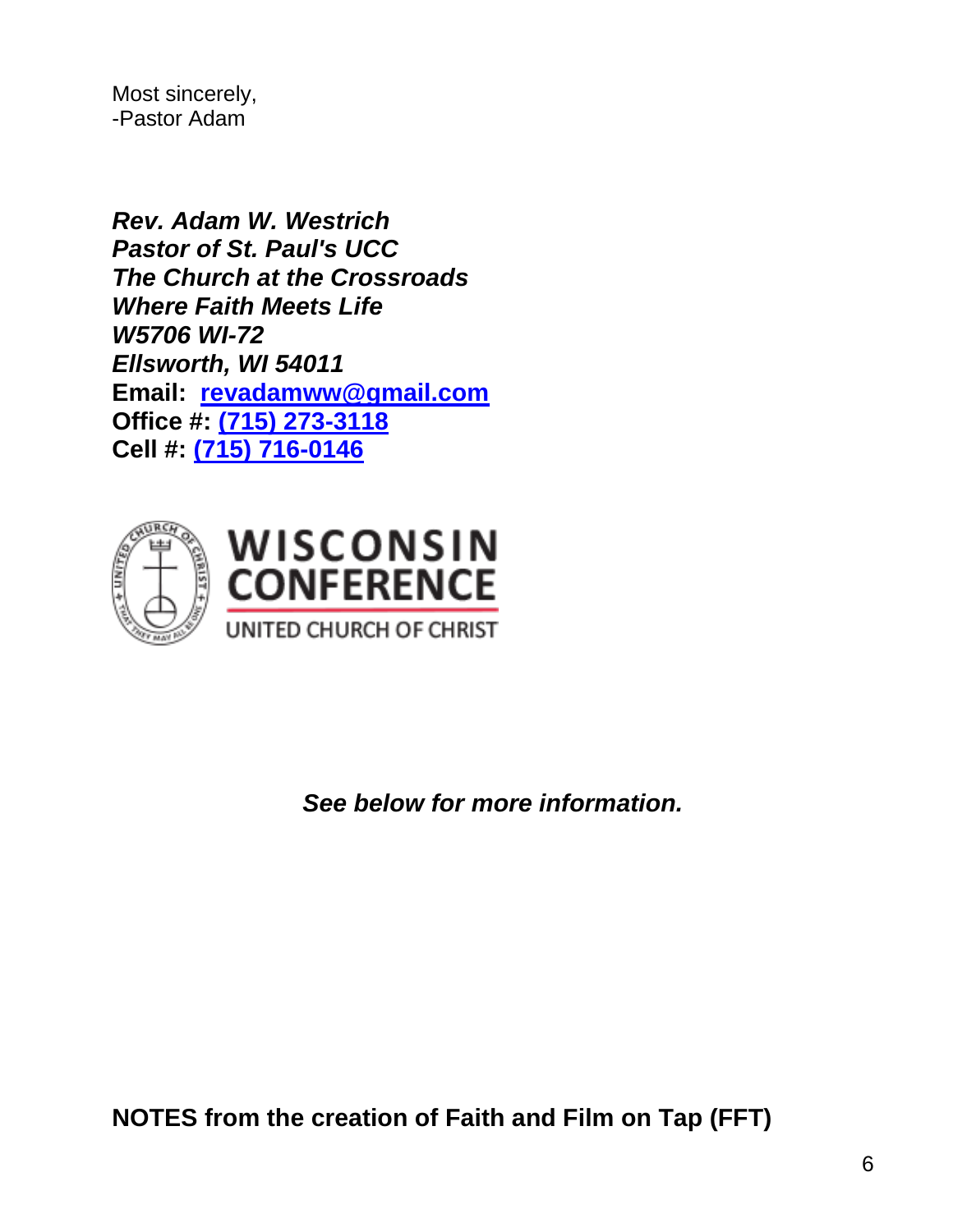Most sincerely,
-Pastor Adam

***Rev. Adam W. Westrich***
***Pastor of St. Paul's UCC***
***The Church at the Crossroads***
***Where Faith Meets Life***
***W5706 WI-72***
***Ellsworth, WI 54011***
**Email: [revadamww@gmail.com](mailto:revadamww@gmail.com)**
**Office #: (715) 273-3118**
**Cell #: (715) 716-0146**

WISCONSIN CONFERENCE
UNITED CHURCH OF CHRIST

***See below for more information.***

**NOTES from the creation of Faith and Film on Tap (FFT)**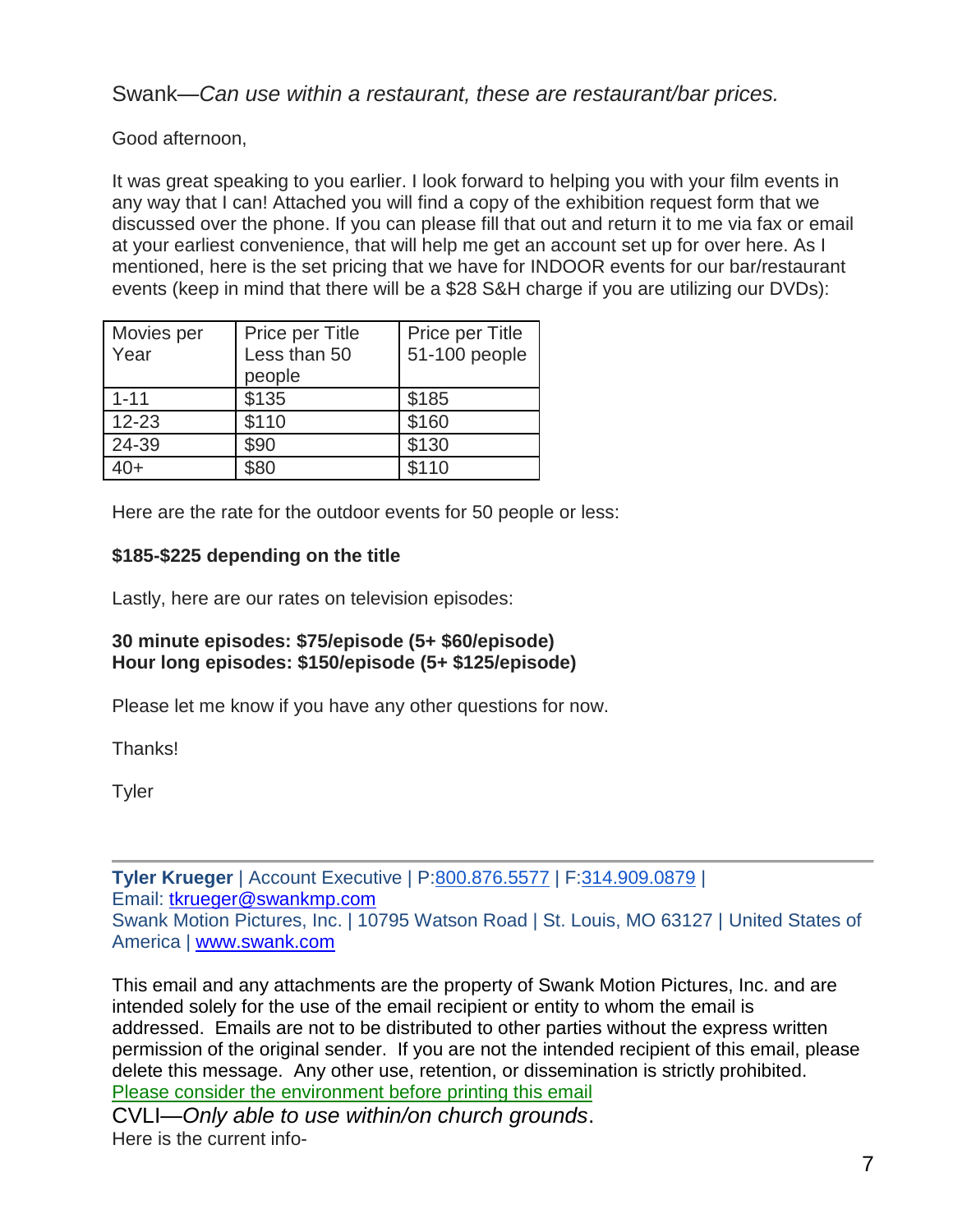Swank—*Can use within a restaurant, these are restaurant/bar prices.*

Good afternoon,

It was great speaking to you earlier. I look forward to helping you with your film events in any way that I can! Attached you will find a copy of the exhibition request form that we discussed over the phone. If you can please fill that out and return it to me via fax or email at your earliest convenience, that will help me get an account set up for over here. As I mentioned, here is the set pricing that we have for INDOOR events for our bar/restaurant events (keep in mind that there will be a $28 S&H charge if you are utilizing our DVDs):

| Movies per Year | Price per Title Less than 50 people | Price per Title 51-100 people |
|---|---|---|
| 1-11 | $135 | $185 |
| 12-23 | $110 | $160 |
| 24-39 | $90 | $130 |
| 40+ | $80 | $110 |

Here are the rate for the outdoor events for 50 people or less:

**$185-$225 depending on the title**

Lastly, here are our rates on television episodes:

**30 minute episodes: $75/episode (5+ $60/episode)**
**Hour long episodes: $150/episode (5+ $125/episode)**

Please let me know if you have any other questions for now.

Thanks!

Tyler

---

**Tyler Krueger** | Account Executive | P:800.876.5577 | F:314.909.0879 |
Email: tkrueger@swankmp.com
Swank Motion Pictures, Inc. | 10795 Watson Road | St. Louis, MO 63127 | United States of America | www.swank.com

This email and any attachments are the property of Swank Motion Pictures, Inc. and are intended solely for the use of the email recipient or entity to whom the email is addressed. Emails are not to be distributed to other parties without the express written permission of the original sender. If you are not the intended recipient of this email, please delete this message. Any other use, retention, or dissemination is strictly prohibited.
Please consider the environment before printing this email

CVLI—*Only able to use within/on church grounds*.
Here is the current info-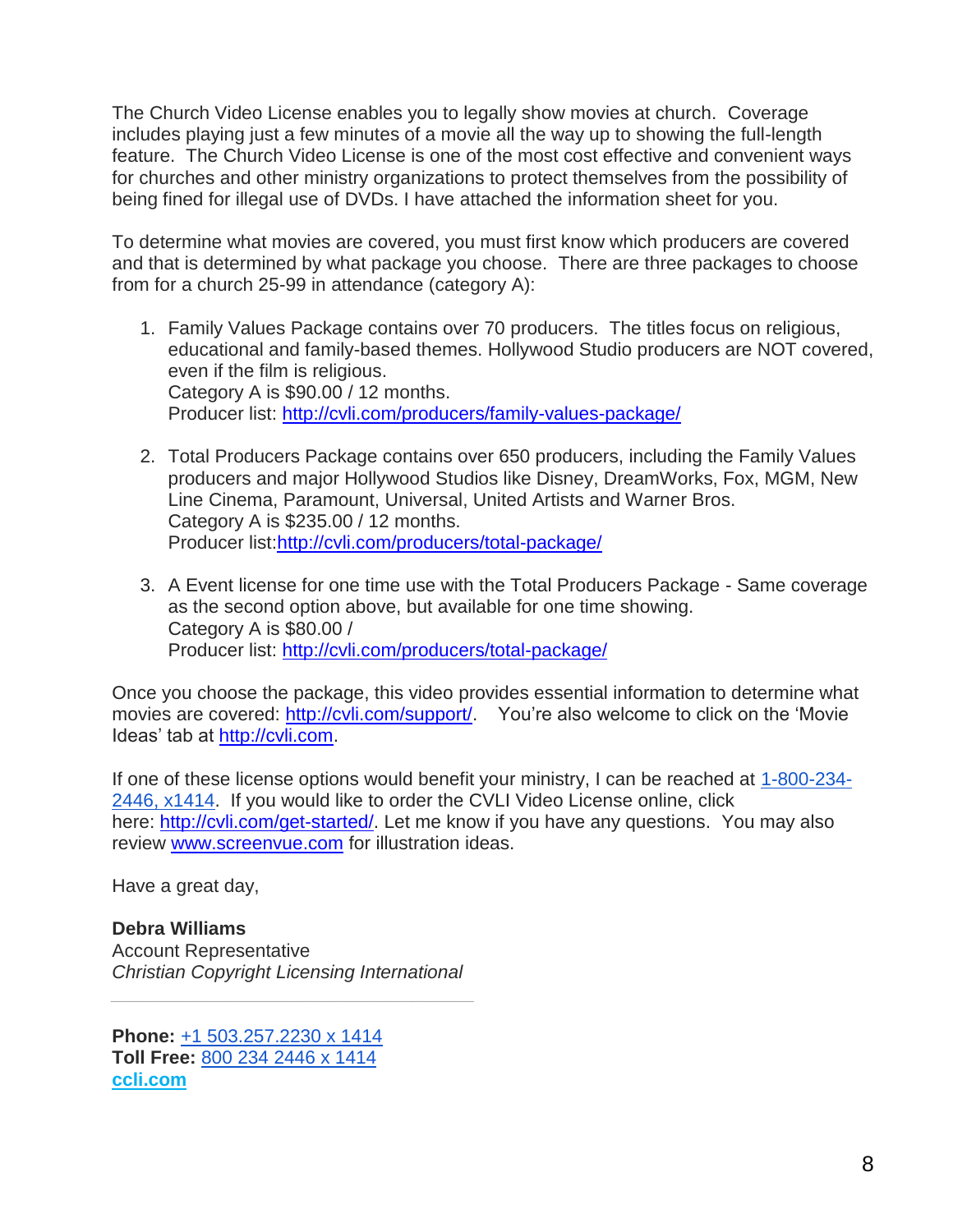The Church Video License enables you to legally show movies at church. Coverage includes playing just a few minutes of a movie all the way up to showing the full-length feature. The Church Video License is one of the most cost effective and convenient ways for churches and other ministry organizations to protect themselves from the possibility of being fined for illegal use of DVDs. I have attached the information sheet for you.

To determine what movies are covered, you must first know which producers are covered and that is determined by what package you choose. There are three packages to choose from for a church 25-99 in attendance (category A):

1. Family Values Package contains over 70 producers. The titles focus on religious, educational and family-based themes. Hollywood Studio producers are NOT covered, even if the film is religious.
   Category A is $90.00 / 12 months.
   Producer list: http://cvli.com/producers/family-values-package/

2. Total Producers Package contains over 650 producers, including the Family Values producers and major Hollywood Studios like Disney, DreamWorks, Fox, MGM, New Line Cinema, Paramount, Universal, United Artists and Warner Bros.
   Category A is $235.00 / 12 months.
   Producer list:http://cvli.com/producers/total-package/

3. A Event license for one time use with the Total Producers Package - Same coverage as the second option above, but available for one time showing.
   Category A is $80.00 /
   Producer list: http://cvli.com/producers/total-package/

Once you choose the package, this video provides essential information to determine what movies are covered: http://cvli.com/support/. You're also welcome to click on the 'Movie Ideas' tab at http://cvli.com.

If one of these license options would benefit your ministry, I can be reached at 1-800-234-2446, x1414. If you would like to order the CVLI Video License online, click here: http://cvli.com/get-started/. Let me know if you have any questions. You may also review www.screenvue.com for illustration ideas.

Have a great day,

**Debra Williams**
Account Representative
*Christian Copyright Licensing International*

---

**Phone:** +1 503.257.2230 x 1414
**Toll Free:** 800 234 2446 x 1414
**ccli.com**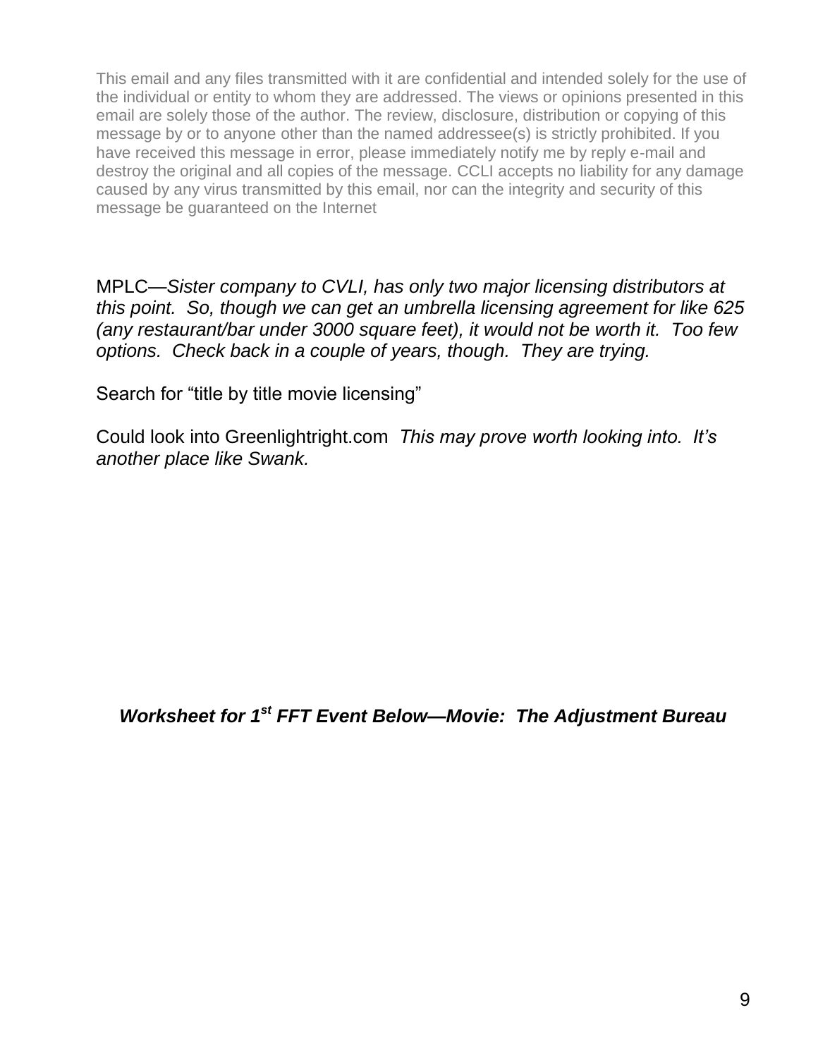This email and any files transmitted with it are confidential and intended solely for the use of the individual or entity to whom they are addressed. The views or opinions presented in this email are solely those of the author. The review, disclosure, distribution or copying of this message by or to anyone other than the named addressee(s) is strictly prohibited. If you have received this message in error, please immediately notify me by reply e-mail and destroy the original and all copies of the message. CCLI accepts no liability for any damage caused by any virus transmitted by this email, nor can the integrity and security of this message be guaranteed on the Internet

MPLC—*Sister company to CVLI, has only two major licensing distributors at this point. So, though we can get an umbrella licensing agreement for like 625 (any restaurant/bar under 3000 square feet), it would not be worth it. Too few options. Check back in a couple of years, though. They are trying.*

Search for "title by title movie licensing"

Could look into Greenlightright.com *This may prove worth looking into. It's another place like Swank.*

***Worksheet for 1st FFT Event Below—Movie: The Adjustment Bureau***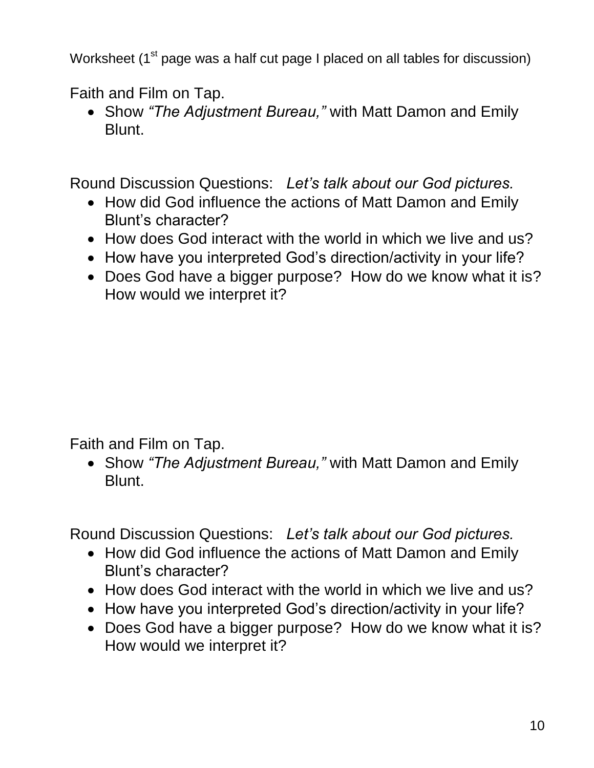Worksheet (1st page was a half cut page I placed on all tables for discussion)

Faith and Film on Tap.

- Show *"The Adjustment Bureau,"* with Matt Damon and Emily Blunt.

Round Discussion Questions: *Let's talk about our God pictures.*

- How did God influence the actions of Matt Damon and Emily Blunt's character?
- How does God interact with the world in which we live and us?
- How have you interpreted God's direction/activity in your life?
- Does God have a bigger purpose? How do we know what it is? How would we interpret it?

Faith and Film on Tap.

- Show *"The Adjustment Bureau,"* with Matt Damon and Emily Blunt.

Round Discussion Questions: *Let's talk about our God pictures.*

- How did God influence the actions of Matt Damon and Emily Blunt's character?
- How does God interact with the world in which we live and us?
- How have you interpreted God's direction/activity in your life?
- Does God have a bigger purpose? How do we know what it is? How would we interpret it?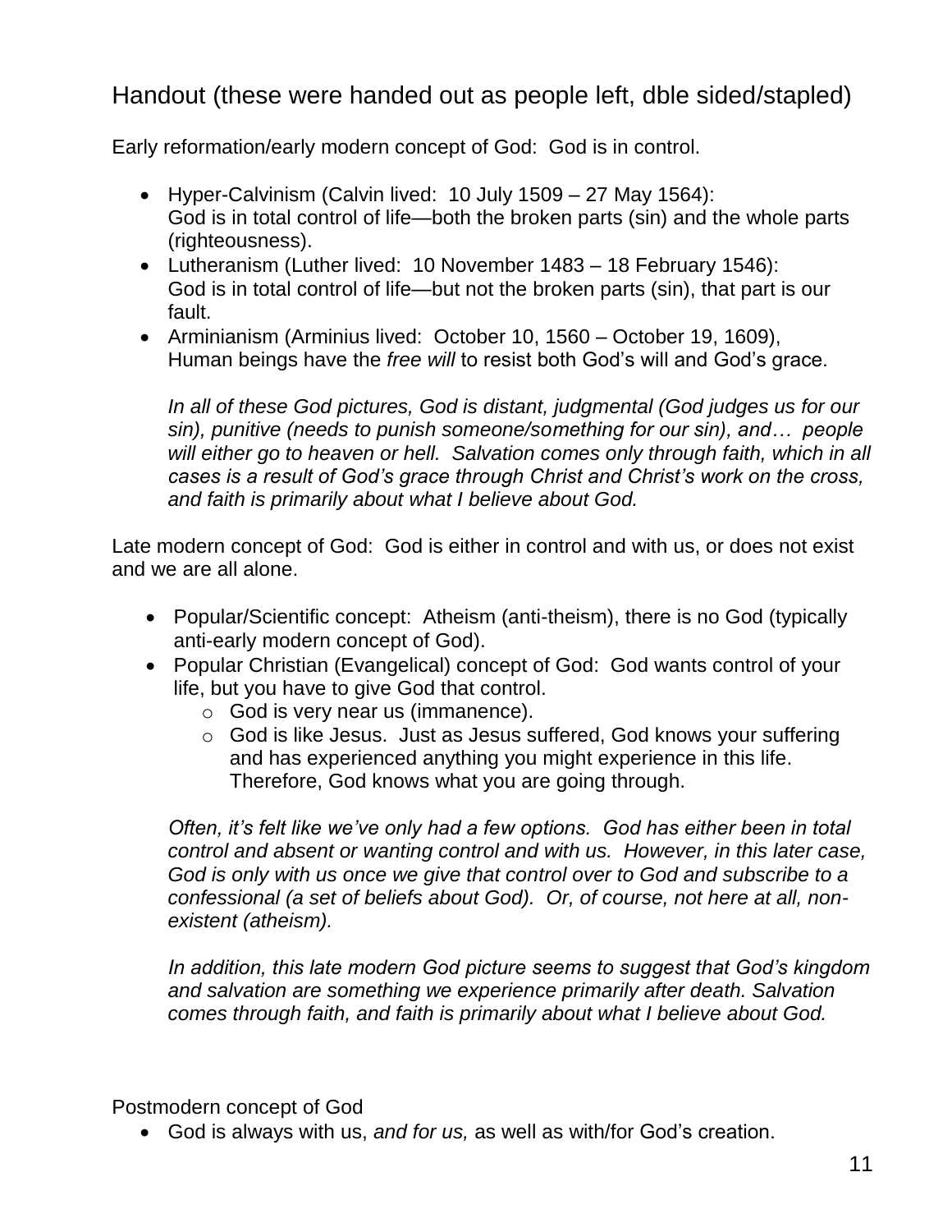## Handout (these were handed out as people left, dble sided/stapled)

Early reformation/early modern concept of God: God is in control.

- Hyper-Calvinism (Calvin lived: 10 July 1509 – 27 May 1564): God is in total control of life—both the broken parts (sin) and the whole parts (righteousness).
- Lutheranism (Luther lived: 10 November 1483 – 18 February 1546): God is in total control of life—but not the broken parts (sin), that part is our fault.
- Arminianism (Arminius lived: October 10, 1560 – October 19, 1609), Human beings have the *free will* to resist both God's will and God's grace.

  *In all of these God pictures, God is distant, judgmental (God judges us for our sin), punitive (needs to punish someone/something for our sin), and… people will either go to heaven or hell. Salvation comes only through faith, which in all cases is a result of God's grace through Christ and Christ's work on the cross, and faith is primarily about what I believe about God.*

Late modern concept of God: God is either in control and with us, or does not exist and we are all alone.

- Popular/Scientific concept: Atheism (anti-theism), there is no God (typically anti-early modern concept of God).
- Popular Christian (Evangelical) concept of God: God wants control of your life, but you have to give God that control.
  - God is very near us (immanence).
  - God is like Jesus. Just as Jesus suffered, God knows your suffering and has experienced anything you might experience in this life. Therefore, God knows what you are going through.

  *Often, it's felt like we've only had a few options. God has either been in total control and absent or wanting control and with us. However, in this later case, God is only with us once we give that control over to God and subscribe to a confessional (a set of beliefs about God). Or, of course, not here at all, non-existent (atheism).*

  *In addition, this late modern God picture seems to suggest that God's kingdom and salvation are something we experience primarily after death. Salvation comes through faith, and faith is primarily about what I believe about God.*

Postmodern concept of God

- God is always with us, *and for us,* as well as with/for God's creation.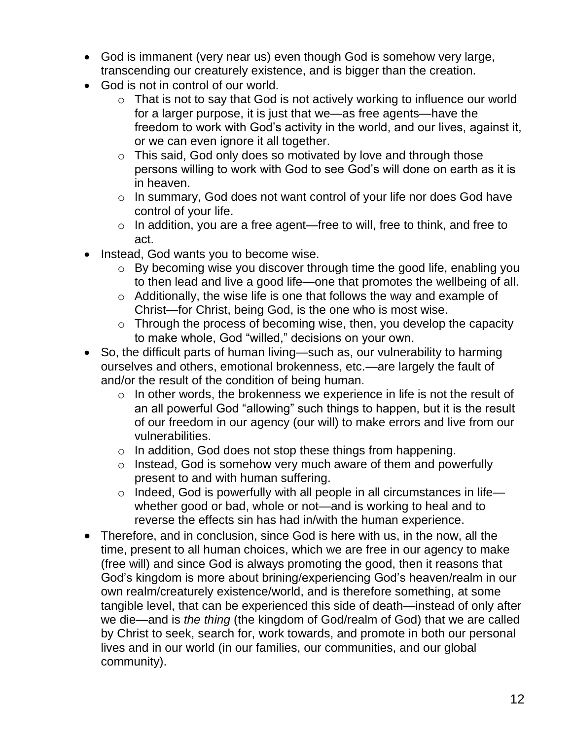- God is immanent (very near us) even though God is somehow very large, transcending our creaturely existence, and is bigger than the creation.
- God is not in control of our world.
    - That is not to say that God is not actively working to influence our world for a larger purpose, it is just that we—as free agents—have the freedom to work with God's activity in the world, and our lives, against it, or we can even ignore it all together.
    - This said, God only does so motivated by love and through those persons willing to work with God to see God's will done on earth as it is in heaven.
    - In summary, God does not want control of your life nor does God have control of your life.
    - In addition, you are a free agent—free to will, free to think, and free to act.
- Instead, God wants you to become wise.
    - By becoming wise you discover through time the good life, enabling you to then lead and live a good life—one that promotes the wellbeing of all.
    - Additionally, the wise life is one that follows the way and example of Christ—for Christ, being God, is the one who is most wise.
    - Through the process of becoming wise, then, you develop the capacity to make whole, God "willed," decisions on your own.
- So, the difficult parts of human living—such as, our vulnerability to harming ourselves and others, emotional brokenness, etc.—are largely the fault of and/or the result of the condition of being human.
    - In other words, the brokenness we experience in life is not the result of an all powerful God "allowing" such things to happen, but it is the result of our freedom in our agency (our will) to make errors and live from our vulnerabilities.
    - In addition, God does not stop these things from happening.
    - Instead, God is somehow very much aware of them and powerfully present to and with human suffering.
    - Indeed, God is powerfully with all people in all circumstances in life—whether good or bad, whole or not—and is working to heal and to reverse the effects sin has had in/with the human experience.
- Therefore, and in conclusion, since God is here with us, in the now, all the time, present to all human choices, which we are free in our agency to make (free will) and since God is always promoting the good, then it reasons that God's kingdom is more about brining/experiencing God's heaven/realm in our own realm/creaturely existence/world, and is therefore something, at some tangible level, that can be experienced this side of death—instead of only after we die—and is *the thing* (the kingdom of God/realm of God) that we are called by Christ to seek, search for, work towards, and promote in both our personal lives and in our world (in our families, our communities, and our global community).